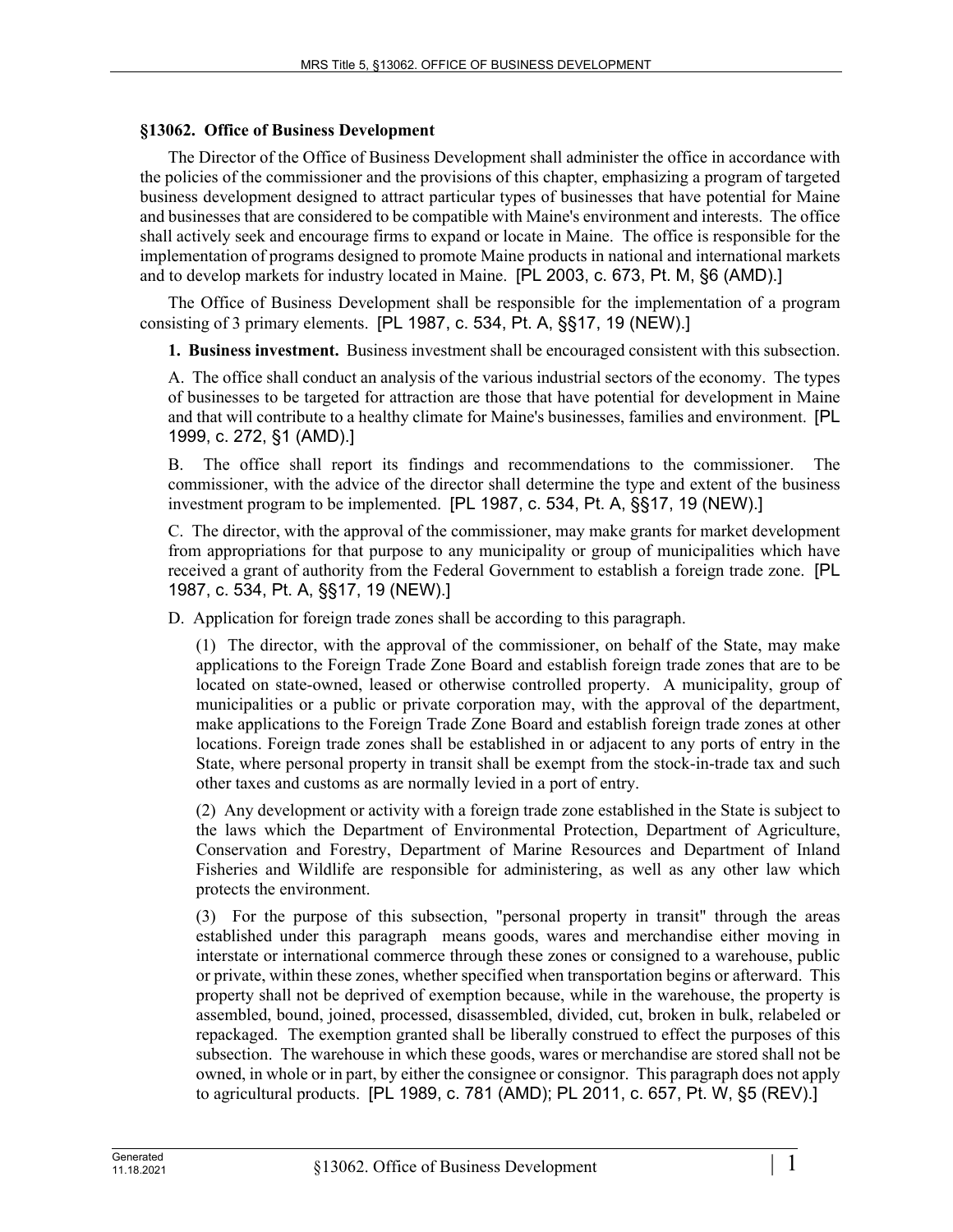## §13062. Office of Business Development

The Director of the Office of Business Development shall administer the office in accordance with the policies of the commissioner and the provisions of this chapter, emphasizing a program of targeted business development designed to attract particular types of businesses that have potential for Maine and businesses that are considered to be compatible with Maine's environment and interests. The office shall actively seek and encourage firms to expand or locate in Maine. The office is responsible for the implementation of programs designed to promote Maine products in national and international markets and to develop markets for industry located in Maine. [PL 2003, c. 673, Pt. M, §6 (AMD).]

The Office of Business Development shall be responsible for the implementation of a program consisting of 3 primary elements. [PL 1987, c. 534, Pt. A, §§17, 19 (NEW).]

**1. Business investment.** Business investment shall be encouraged consistent with this subsection.

A. The office shall conduct an analysis of the various industrial sectors of the economy. The types of businesses to be targeted for attraction are those that have potential for development in Maine and that will contribute to a healthy climate for Maine's businesses, families and environment. [PL 1999, c. 272, §1 (AMD).]

B. The office shall report its findings and recommendations to the commissioner. The commissioner, with the advice of the director shall determine the type and extent of the business investment program to be implemented. [PL 1987, c. 534, Pt. A, §§17, 19 (NEW).]

C. The director, with the approval of the commissioner, may make grants for market development from appropriations for that purpose to any municipality or group of municipalities which have received a grant of authority from the Federal Government to establish a foreign trade zone. [PL 1987, c. 534, Pt. A, §§17, 19 (NEW).]

D. Application for foreign trade zones shall be according to this paragraph.

(1) The director, with the approval of the commissioner, on behalf of the State, may make applications to the Foreign Trade Zone Board and establish foreign trade zones that are to be located on state-owned, leased or otherwise controlled property. A municipality, group of municipalities or a public or private corporation may, with the approval of the department, make applications to the Foreign Trade Zone Board and establish foreign trade zones at other locations. Foreign trade zones shall be established in or adjacent to any ports of entry in the State, where personal property in transit shall be exempt from the stock-in-trade tax and such other taxes and customs as are normally levied in a port of entry.

(2) Any development or activity with a foreign trade zone established in the State is subject to the laws which the Department of Environmental Protection, Department of Agriculture, Conservation and Forestry, Department of Marine Resources and Department of Inland Fisheries and Wildlife are responsible for administering, as well as any other law which protects the environment.

(3) For the purpose of this subsection, "personal property in transit" through the areas established under this paragraph means goods, wares and merchandise either moving in interstate or international commerce through these zones or consigned to a warehouse, public or private, within these zones, whether specified when transportation begins or afterward. This property shall not be deprived of exemption because, while in the warehouse, the property is assembled, bound, joined, processed, disassembled, divided, cut, broken in bulk, relabeled or repackaged. The exemption granted shall be liberally construed to effect the purposes of this subsection. The warehouse in which these goods, wares or merchandise are stored shall not be owned, in whole or in part, by either the consignee or consignor. This paragraph does not apply to agricultural products. [PL 1989, c. 781 (AMD); PL 2011, c. 657, Pt. W, §5 (REV).]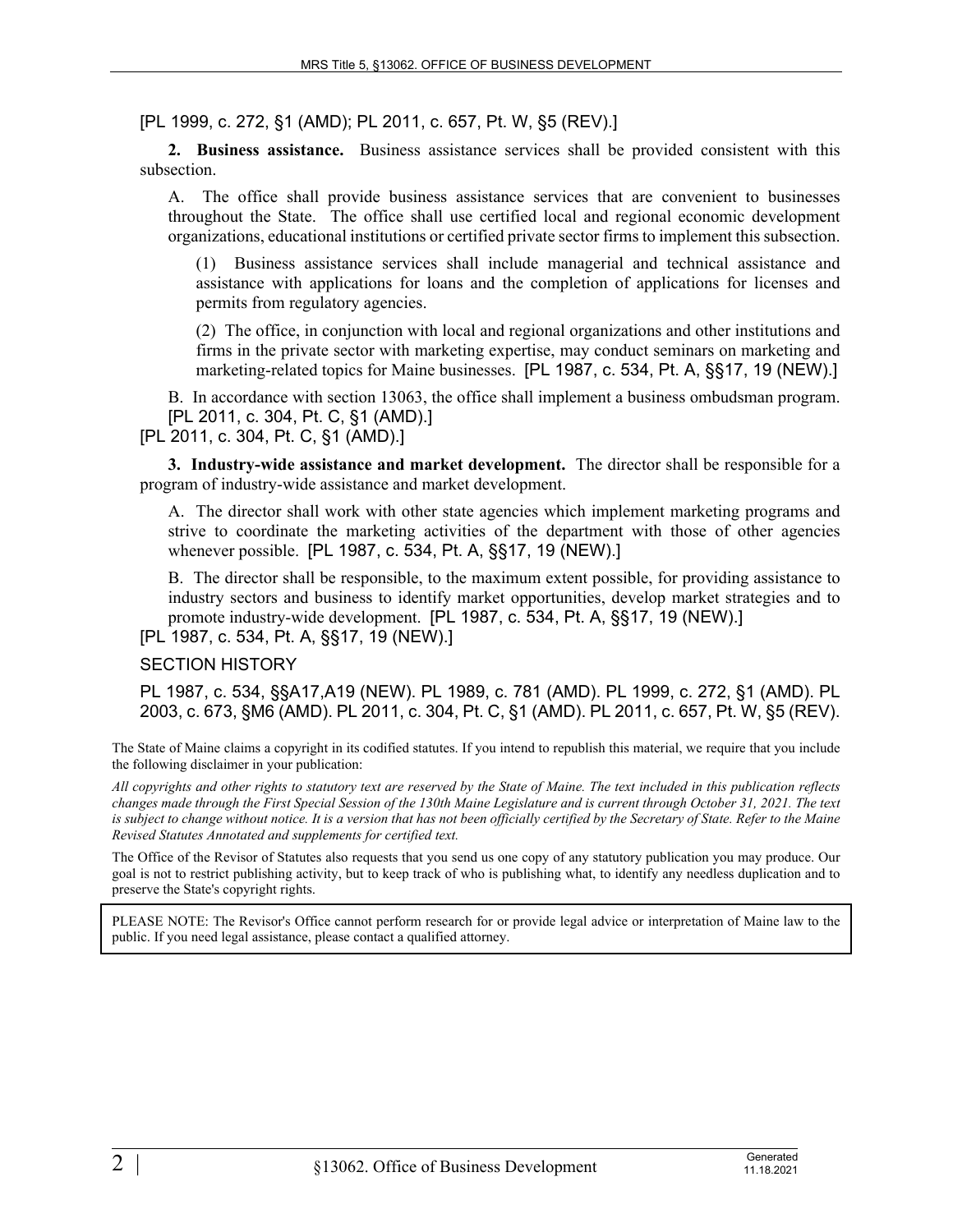[PL 1999, c. 272, §1 (AMD); PL 2011, c. 657, Pt. W, §5 (REV).]

**2. Business assistance.** Business assistance services shall be provided consistent with this subsection.

A. The office shall provide business assistance services that are convenient to businesses throughout the State. The office shall use certified local and regional economic development organizations, educational institutions or certified private sector firms to implement this subsection.

(1) Business assistance services shall include managerial and technical assistance and assistance with applications for loans and the completion of applications for licenses and permits from regulatory agencies.

(2) The office, in conjunction with local and regional organizations and other institutions and firms in the private sector with marketing expertise, may conduct seminars on marketing and marketing-related topics for Maine businesses. [PL 1987, c. 534, Pt. A, §§17, 19 (NEW).]

B. In accordance with section 13063, the office shall implement a business ombudsman program. [PL 2011, c. 304, Pt. C, §1 (AMD).]

[PL 2011, c. 304, Pt. C, §1 (AMD).]

**3. Industry-wide assistance and market development.** The director shall be responsible for a program of industry-wide assistance and market development.

A. The director shall work with other state agencies which implement marketing programs and strive to coordinate the marketing activities of the department with those of other agencies whenever possible. [PL 1987, c. 534, Pt. A, §§17, 19 (NEW).]

B. The director shall be responsible, to the maximum extent possible, for providing assistance to industry sectors and business to identify market opportunities, develop market strategies and to promote industry-wide development. [PL 1987, c. 534, Pt. A, §§17, 19 (NEW).]

[PL 1987, c. 534, Pt. A, §§17, 19 (NEW).]

SECTION HISTORY

PL 1987, c. 534, §§A17,A19 (NEW). PL 1989, c. 781 (AMD). PL 1999, c. 272, §1 (AMD). PL 2003, c. 673, §M6 (AMD). PL 2011, c. 304, Pt. C, §1 (AMD). PL 2011, c. 657, Pt. W, §5 (REV).

The State of Maine claims a copyright in its codified statutes. If you intend to republish this material, we require that you include the following disclaimer in your publication:

*All copyrights and other rights to statutory text are reserved by the State of Maine. The text included in this publication reflects changes made through the First Special Session of the 130th Maine Legislature and is current through October 31, 2021. The text is subject to change without notice. It is a version that has not been officially certified by the Secretary of State. Refer to the Maine Revised Statutes Annotated and supplements for certified text.*

The Office of the Revisor of Statutes also requests that you send us one copy of any statutory publication you may produce. Our goal is not to restrict publishing activity, but to keep track of who is publishing what, to identify any needless duplication and to preserve the State's copyright rights.

PLEASE NOTE: The Revisor's Office cannot perform research for or provide legal advice or interpretation of Maine law to the public. If you need legal assistance, please contact a qualified attorney.